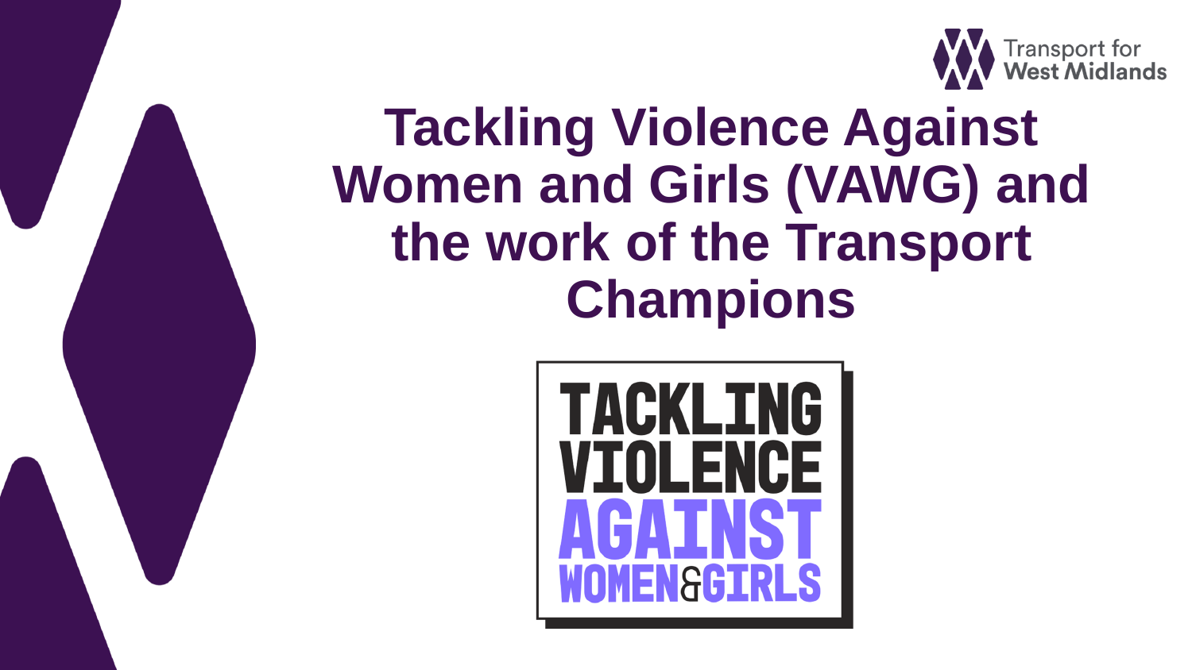Transport for West Midlands

# Tackling Violence Against Women and Girls (VAWG) and the work of the Transport Champions

TACKLING VIOLENCE AGAINST WOMEN & GIRLS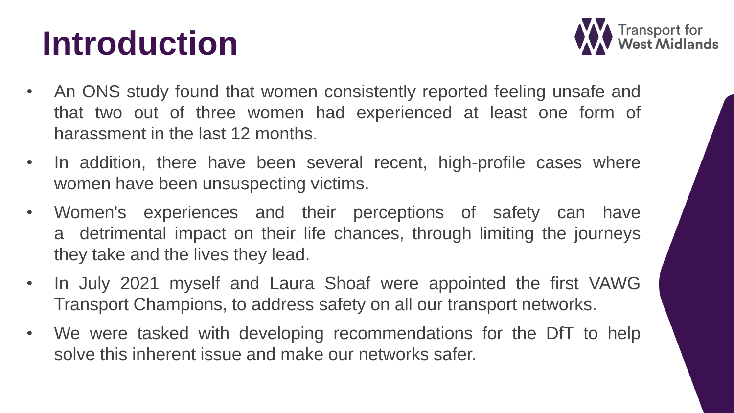# Introduction

- An ONS study found that women consistently reported feeling unsafe and that two out of three women had experienced at least one form of harassment in the last 12 months.
- In addition, there have been several recent, high-profile cases where women have been unsuspecting victims.
- Women's experiences and their perceptions of safety can have a detrimental impact on their life chances, through limiting the journeys they take and the lives they lead.
- In July 2021 myself and Laura Shoaf were appointed the first VAWG Transport Champions, to address safety on all our transport networks.
- We were tasked with developing recommendations for the DfT to help solve this inherent issue and make our networks safer.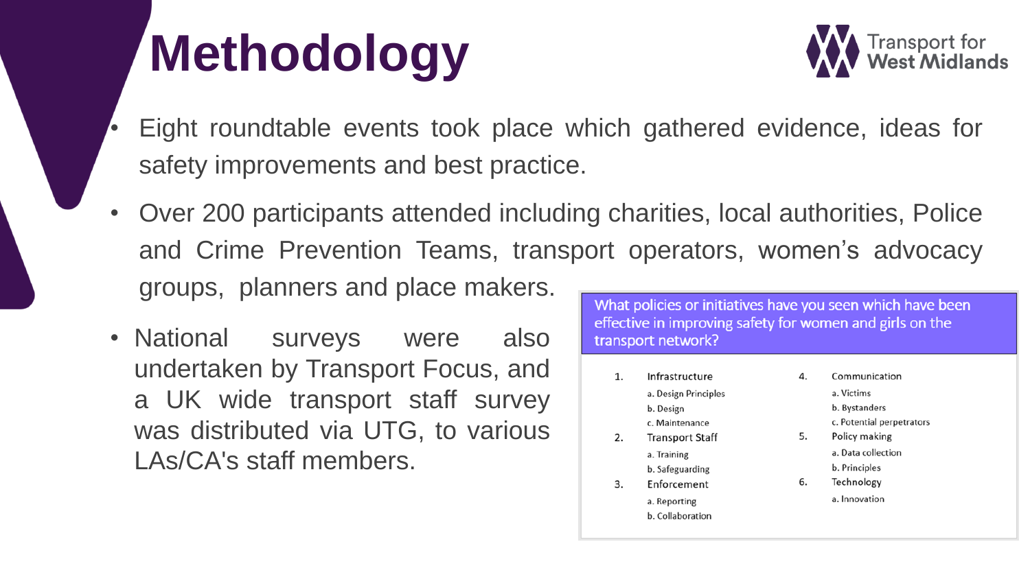# Methodology

- Eight roundtable events took place which gathered evidence, ideas for safety improvements and best practice.
- Over 200 participants attended including charities, local authorities, Police and Crime Prevention Teams, transport operators, women's advocacy groups, planners and place makers.
- National surveys were also undertaken by Transport Focus, and a UK wide transport staff survey was distributed via UTG, to various LAs/CA's staff members.

**What policies or initiatives have you seen which have been effective in improving safety for women and girls on the transport network?**

1. Infrastructure
   a. Design Principles
   b. Design
   c. Maintenance
2. Transport Staff
   a. Training
   b. Safeguarding
3. Enforcement
   a. Reporting
   b. Collaboration
4. Communication
   a. Victims
   b. Bystanders
   c. Potential perpetrators
5. Policy making
   a. Data collection
   b. Principles
6. Technology
   a. Innovation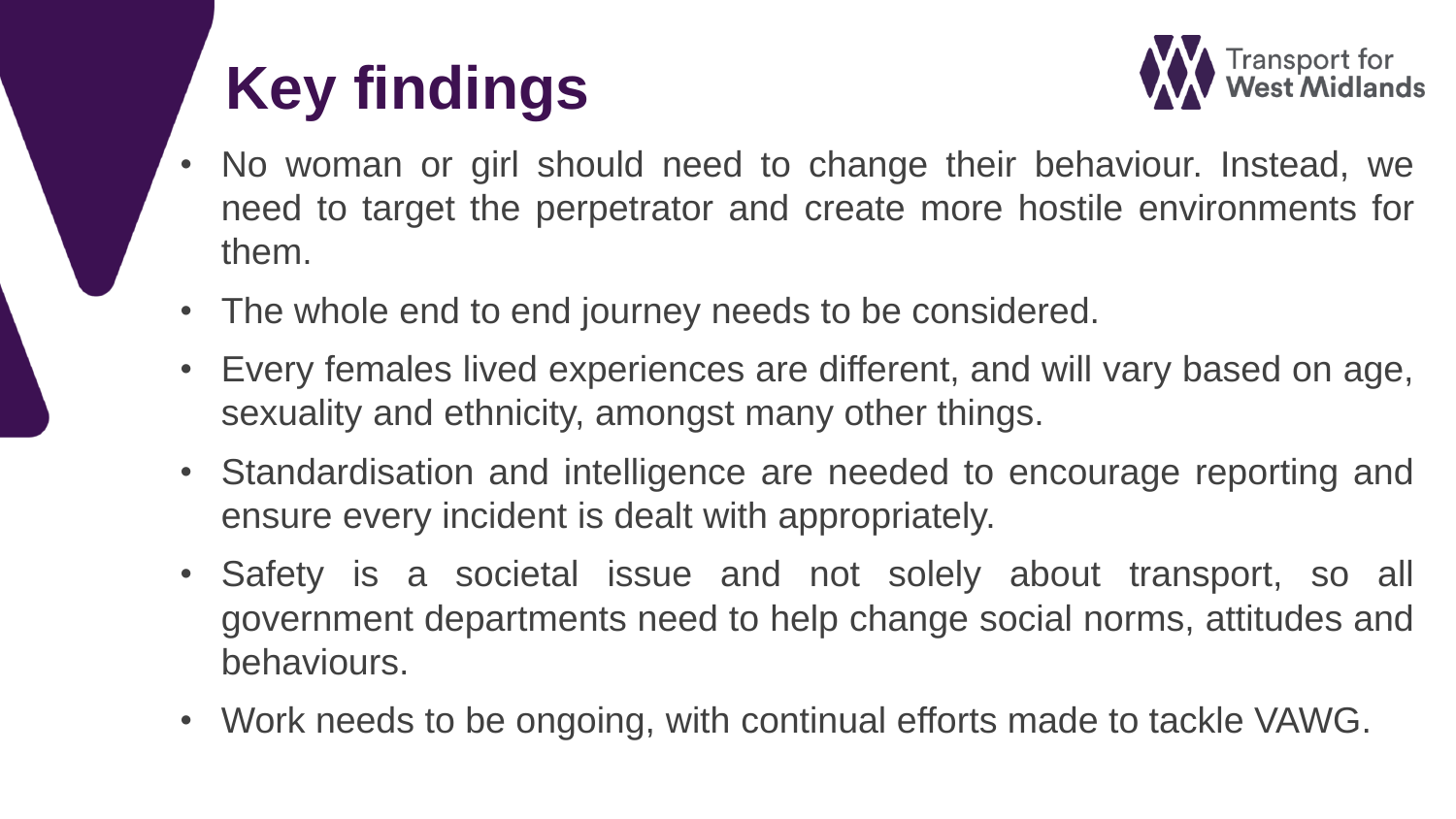# Key findings

- No woman or girl should need to change their behaviour. Instead, we need to target the perpetrator and create more hostile environments for them.
- The whole end to end journey needs to be considered.
- Every females lived experiences are different, and will vary based on age, sexuality and ethnicity, amongst many other things.
- Standardisation and intelligence are needed to encourage reporting and ensure every incident is dealt with appropriately.
- Safety is a societal issue and not solely about transport, so all government departments need to help change social norms, attitudes and behaviours.
- Work needs to be ongoing, with continual efforts made to tackle VAWG.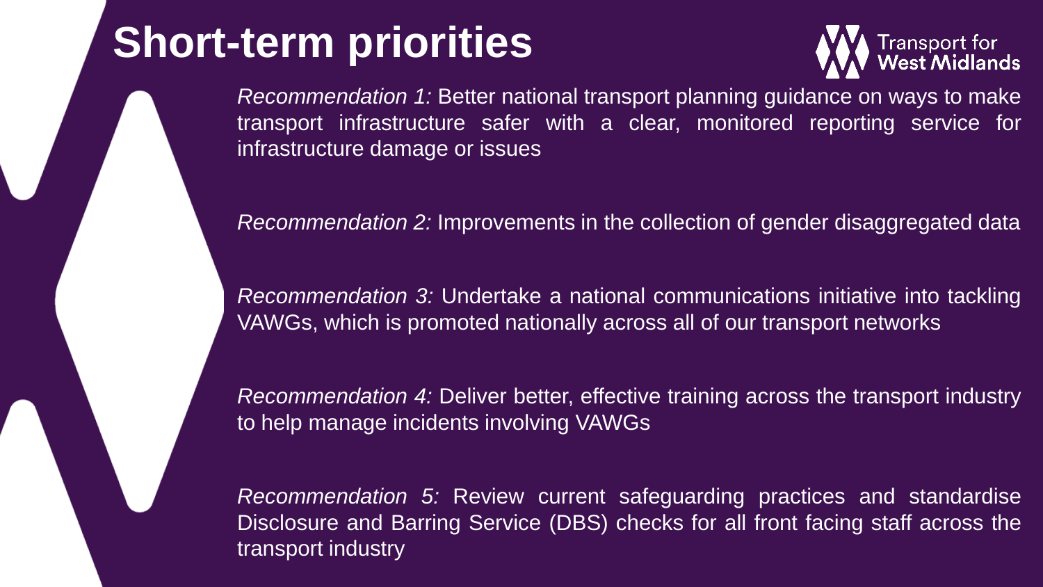# Short-term priorities

*Recommendation 1:* Better national transport planning guidance on ways to make transport infrastructure safer with a clear, monitored reporting service for infrastructure damage or issues

*Recommendation 2:* Improvements in the collection of gender disaggregated data

*Recommendation 3:* Undertake a national communications initiative into tackling VAWGs, which is promoted nationally across all of our transport networks

*Recommendation 4:* Deliver better, effective training across the transport industry to help manage incidents involving VAWGs

*Recommendation 5:* Review current safeguarding practices and standardise Disclosure and Barring Service (DBS) checks for all front facing staff across the transport industry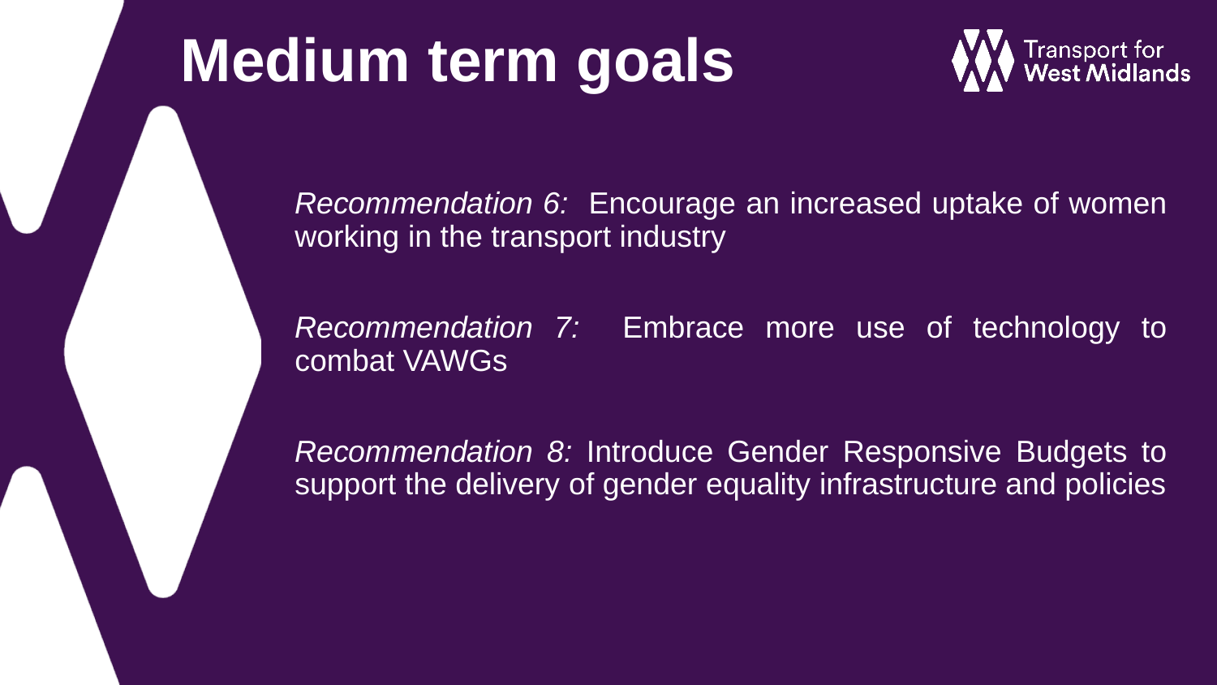# Medium term goals

*Recommendation 6:* Encourage an increased uptake of women working in the transport industry

*Recommendation 7:* Embrace more use of technology to combat VAWGs

*Recommendation 8:* Introduce Gender Responsive Budgets to support the delivery of gender equality infrastructure and policies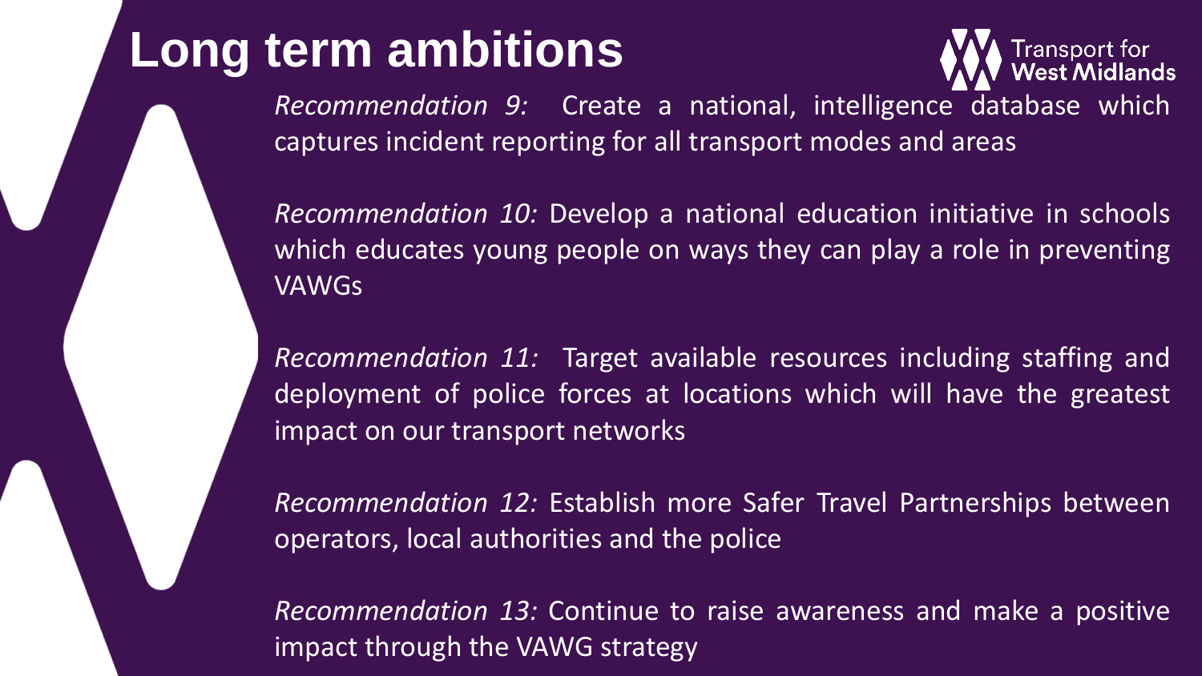# Long term ambitions

*Recommendation 9:* Create a national, intelligence database which captures incident reporting for all transport modes and areas

*Recommendation 10:* Develop a national education initiative in schools which educates young people on ways they can play a role in preventing VAWGs

*Recommendation 11:* Target available resources including staffing and deployment of police forces at locations which will have the greatest impact on our transport networks

*Recommendation 12:* Establish more Safer Travel Partnerships between operators, local authorities and the police

*Recommendation 13:* Continue to raise awareness and make a positive impact through the VAWG strategy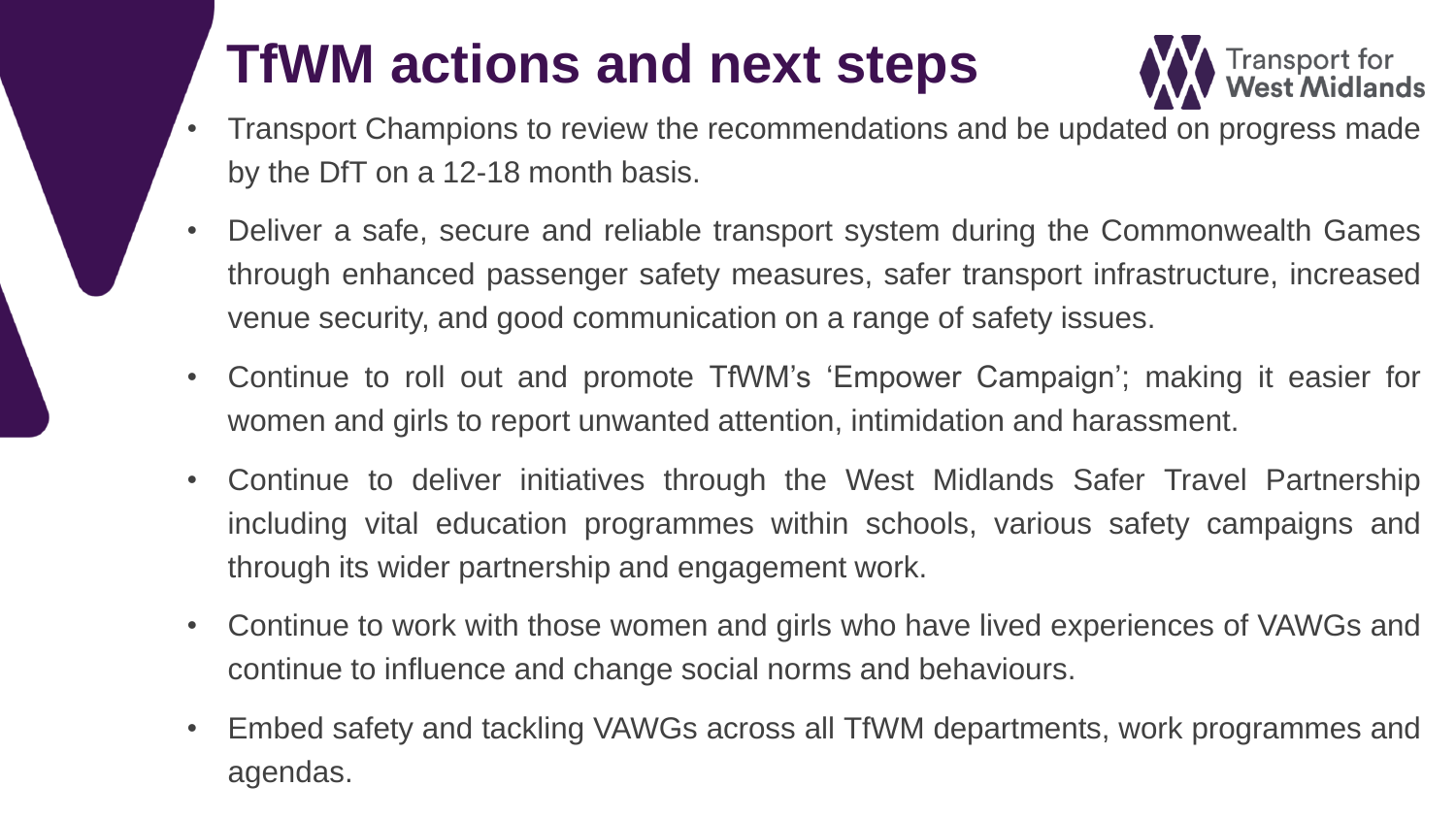# TfWM actions and next steps

Transport for West Midlands

- Transport Champions to review the recommendations and be updated on progress made by the DfT on a 12-18 month basis.
- Deliver a safe, secure and reliable transport system during the Commonwealth Games through enhanced passenger safety measures, safer transport infrastructure, increased venue security, and good communication on a range of safety issues.
- Continue to roll out and promote TfWM's 'Empower Campaign'; making it easier for women and girls to report unwanted attention, intimidation and harassment.
- Continue to deliver initiatives through the West Midlands Safer Travel Partnership including vital education programmes within schools, various safety campaigns and through its wider partnership and engagement work.
- Continue to work with those women and girls who have lived experiences of VAWGs and continue to influence and change social norms and behaviours.
- Embed safety and tackling VAWGs across all TfWM departments, work programmes and agendas.